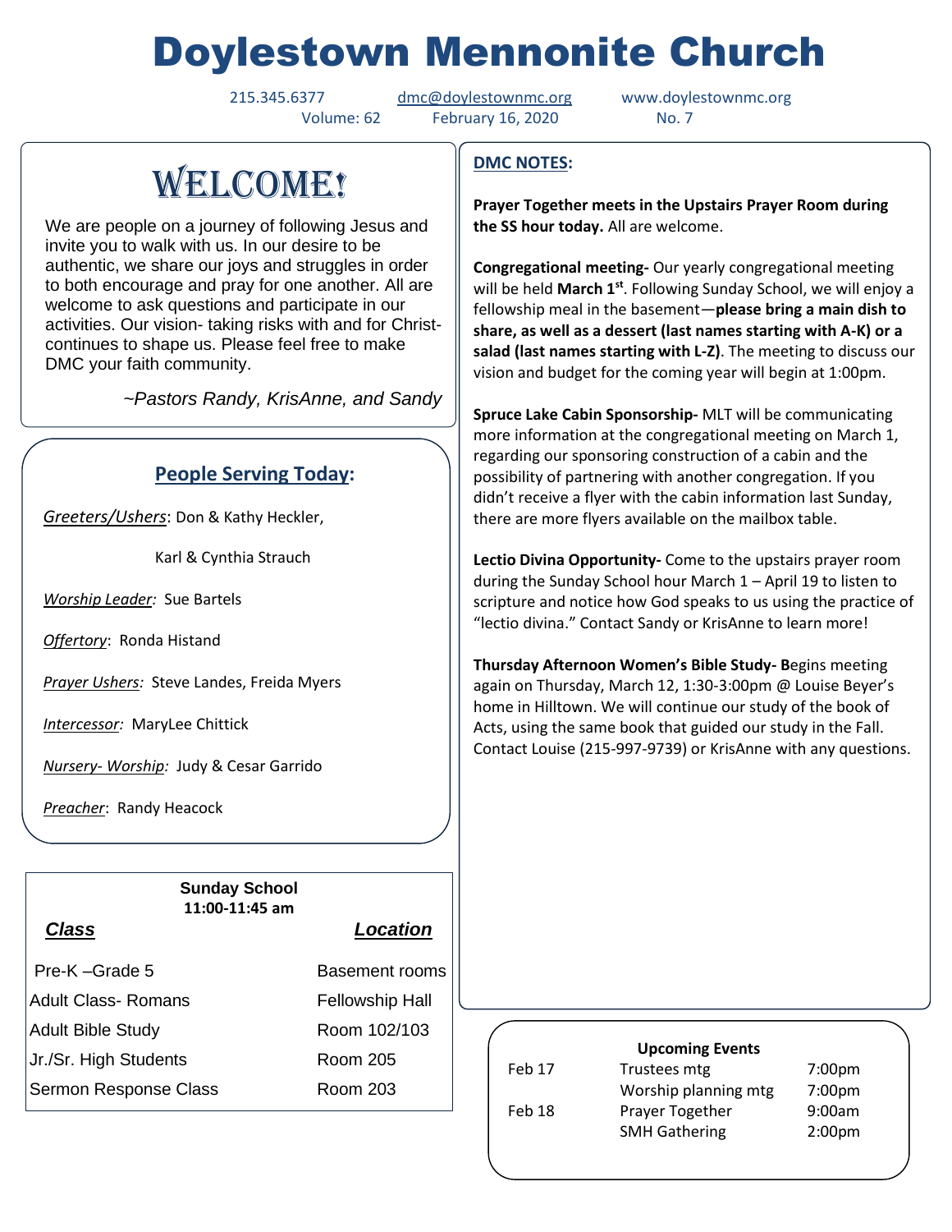# Doylestown Mennonite Church

215.345.6377 dmc@doylestownmc.org www.doylestownmc.org

Volume: 62 February 16, 2020 No. 7

## WELCOME!

We are people on a journey of following Jesus and invite you to walk with us. In our desire to be authentic, we share our joys and struggles in order to both encourage and pray for one another. All are welcome to ask questions and participate in our activities. Our vision- taking risks with and for Christ- continues to shape us. Please feel free to make DMC your faith community.

*~Pastors Randy, KrisAnne, and Sandy*

## People Serving Today:

*Greeters/Ushers*: Don & Kathy Heckler,

Karl & Cynthia Strauch

*Worship Leader:* Sue Bartels

*Offertory*: Ronda Histand

*Prayer Ushers:* Steve Landes, Freida Myers

*Intercessor:* MaryLee Chittick

*Nursery- Worship:* Judy & Cesar Garrido

*Preacher*: Randy Heacock

**Sunday School**
**11:00-11:45 am**

| ***Class*** | ***Location*** |
|---|---|
| Pre-K –Grade 5 | Basement rooms |
| Adult Class- Romans | Fellowship Hall |
| Adult Bible Study | Room 102/103 |
| Jr./Sr. High Students | Room 205 |
| Sermon Response Class | Room 203 |

## DMC NOTES:

**Prayer Together meets in the Upstairs Prayer Room during the SS hour today.** All are welcome.

**Congregational meeting-** Our yearly congregational meeting will be held **March 1st**. Following Sunday School, we will enjoy a fellowship meal in the basement—**please bring a main dish to share, as well as a dessert (last names starting with A-K) or a salad (last names starting with L-Z)**. The meeting to discuss our vision and budget for the coming year will begin at 1:00pm.

**Spruce Lake Cabin Sponsorship-** MLT will be communicating more information at the congregational meeting on March 1, regarding our sponsoring construction of a cabin and the possibility of partnering with another congregation. If you didn't receive a flyer with the cabin information last Sunday, there are more flyers available on the mailbox table.

**Lectio Divina Opportunity-** Come to the upstairs prayer room during the Sunday School hour March 1 – April 19 to listen to scripture and notice how God speaks to us using the practice of "lectio divina." Contact Sandy or KrisAnne to learn more!

**Thursday Afternoon Women's Bible Study- B**egins meeting again on Thursday, March 12, 1:30-3:00pm @ Louise Beyer's home in Hilltown. We will continue our study of the book of Acts, using the same book that guided our study in the Fall. Contact Louise (215-997-9739) or KrisAnne with any questions.

**Upcoming Events**

| | | |
|---|---|---|
| Feb 17 | Trustees mtg | 7:00pm |
| | Worship planning mtg | 7:00pm |
| Feb 18 | Prayer Together | 9:00am |
| | SMH Gathering | 2:00pm |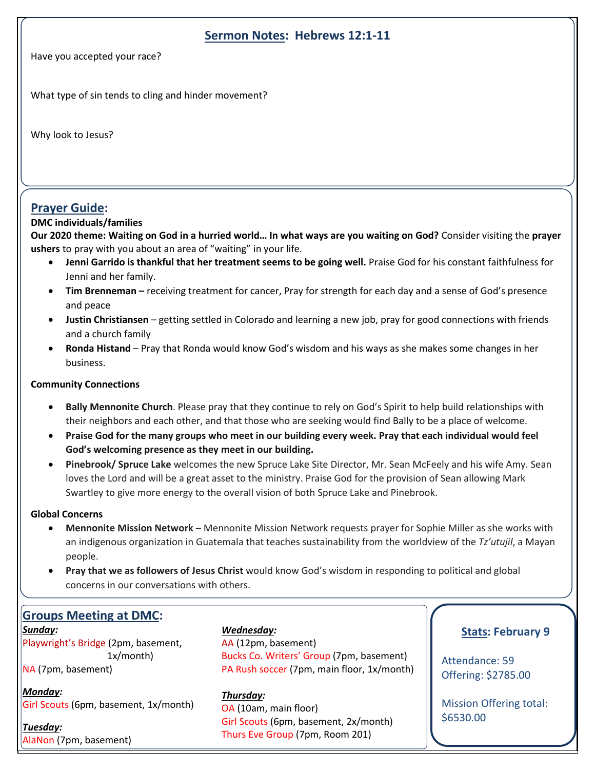## Sermon Notes: Hebrews 12:1-11

Have you accepted your race?

What type of sin tends to cling and hinder movement?

Why look to Jesus?

## Prayer Guide:

**DMC individuals/families**

**Our 2020 theme: Waiting on God in a hurried world… In what ways are you waiting on God?** Consider visiting the **prayer ushers** to pray with you about an area of "waiting" in your life.

- **Jenni Garrido is thankful that her treatment seems to be going well.** Praise God for his constant faithfulness for Jenni and her family.
- **Tim Brenneman –** receiving treatment for cancer, Pray for strength for each day and a sense of God's presence and peace
- **Justin Christiansen** – getting settled in Colorado and learning a new job, pray for good connections with friends and a church family
- **Ronda Histand** – Pray that Ronda would know God's wisdom and his ways as she makes some changes in her business.

**Community Connections**

- **Bally Mennonite Church**. Please pray that they continue to rely on God's Spirit to help build relationships with their neighbors and each other, and that those who are seeking would find Bally to be a place of welcome.
- **Praise God for the many groups who meet in our building every week. Pray that each individual would feel God's welcoming presence as they meet in our building.**
- **Pinebrook/ Spruce Lake** welcomes the new Spruce Lake Site Director, Mr. Sean McFeely and his wife Amy. Sean loves the Lord and will be a great asset to the ministry. Praise God for the provision of Sean allowing Mark Swartley to give more energy to the overall vision of both Spruce Lake and Pinebrook.

**Global Concerns**

- **Mennonite Mission Network** – Mennonite Mission Network requests prayer for Sophie Miller as she works with an indigenous organization in Guatemala that teaches sustainability from the worldview of the *Tz'utujil*, a Mayan people.
- **Pray that we as followers of Jesus Christ** would know God's wisdom in responding to political and global concerns in our conversations with others.

## Groups Meeting at DMC:

***Sunday:***
Playwright's Bridge (2pm, basement, 1x/month)
NA (7pm, basement)

***Monday:***
Girl Scouts (6pm, basement, 1x/month)

***Tuesday:***
AlaNon (7pm, basement)

***Wednesday:***
AA (12pm, basement)
Bucks Co. Writers' Group (7pm, basement)
PA Rush soccer (7pm, main floor, 1x/month)

***Thursday:***
OA (10am, main floor)
Girl Scouts (6pm, basement, 2x/month)
Thurs Eve Group (7pm, Room 201)

## Stats: February 9

Attendance: 59
Offering: $2785.00

Mission Offering total: $6530.00